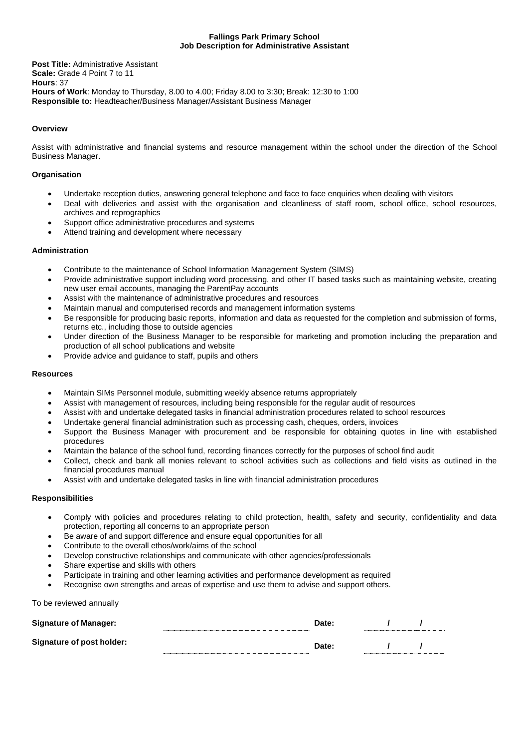# Fallings Park Primary School
## Job Description for Administrative Assistant

**Post Title:** Administrative Assistant
**Scale:** Grade 4 Point 7 to 11
**Hours**: 37
**Hours of Work**: Monday to Thursday, 8.00 to 4.00; Friday 8.00 to 3:30; Break: 12:30 to 1:00
**Responsible to:** Headteacher/Business Manager/Assistant Business Manager

### Overview

Assist with administrative and financial systems and resource management within the school under the direction of the School Business Manager.

### Organisation

- Undertake reception duties, answering general telephone and face to face enquiries when dealing with visitors
- Deal with deliveries and assist with the organisation and cleanliness of staff room, school office, school resources, archives and reprographics
- Support office administrative procedures and systems
- Attend training and development where necessary

### Administration

- Contribute to the maintenance of School Information Management System (SIMS)
- Provide administrative support including word processing, and other IT based tasks such as maintaining website, creating new user email accounts, managing the ParentPay accounts
- Assist with the maintenance of administrative procedures and resources
- Maintain manual and computerised records and management information systems
- Be responsible for producing basic reports, information and data as requested for the completion and submission of forms, returns etc., including those to outside agencies
- Under direction of the Business Manager to be responsible for marketing and promotion including the preparation and production of all school publications and website
- Provide advice and guidance to staff, pupils and others

### Resources

- Maintain SIMs Personnel module, submitting weekly absence returns appropriately
- Assist with management of resources, including being responsible for the regular audit of resources
- Assist with and undertake delegated tasks in financial administration procedures related to school resources
- Undertake general financial administration such as processing cash, cheques, orders, invoices
- Support the Business Manager with procurement and be responsible for obtaining quotes in line with established procedures
- Maintain the balance of the school fund, recording finances correctly for the purposes of school find audit
- Collect, check and bank all monies relevant to school activities such as collections and field visits as outlined in the financial procedures manual
- Assist with and undertake delegated tasks in line with financial administration procedures

### Responsibilities

- Comply with policies and procedures relating to child protection, health, safety and security, confidentiality and data protection, reporting all concerns to an appropriate person
- Be aware of and support difference and ensure equal opportunities for all
- Contribute to the overall ethos/work/aims of the school
- Develop constructive relationships and communicate with other agencies/professionals
- Share expertise and skills with others
- Participate in training and other learning activities and performance development as required
- Recognise own strengths and areas of expertise and use them to advise and support others.

To be reviewed annually

**Signature of Manager:** ............................................ **Date:** ...... / ...... / ......

**Signature of post holder:** ............................................ **Date:** ...... / ...... / ......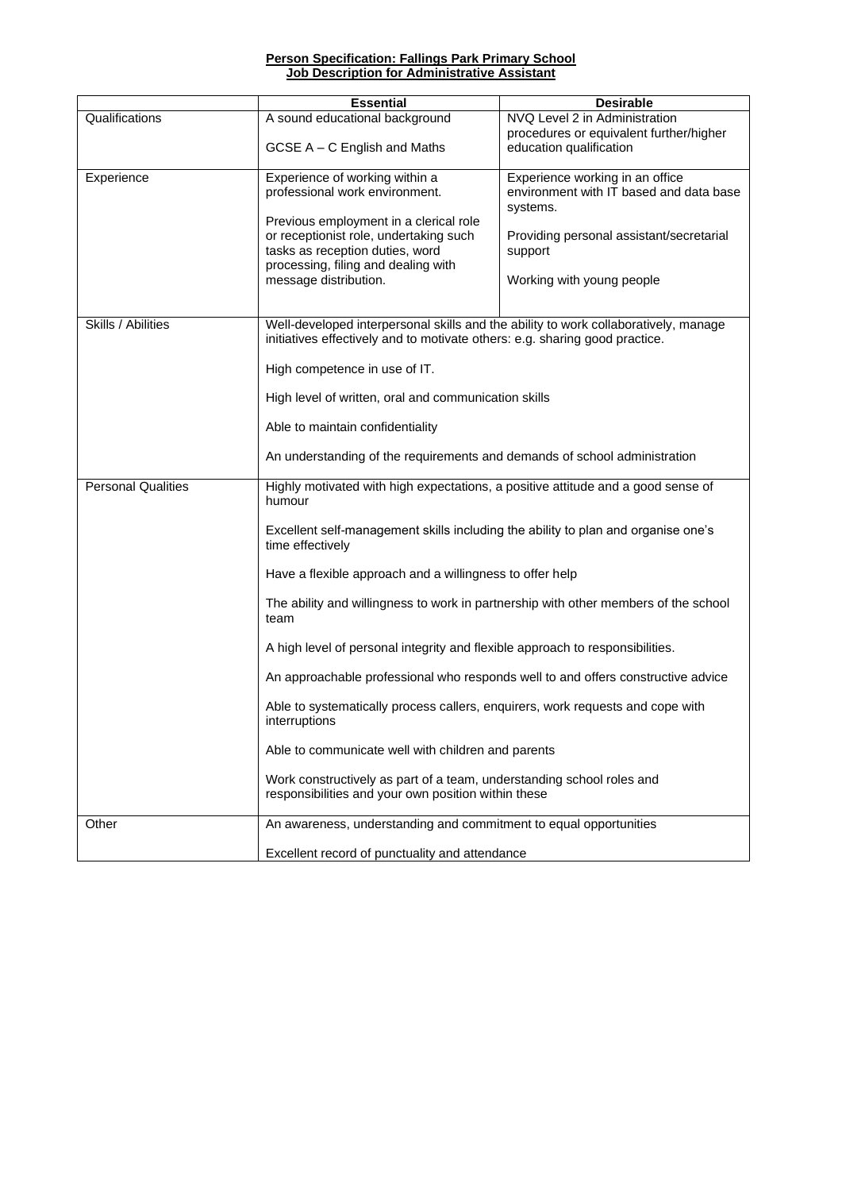**Person Specification: Fallings Park Primary School**
**Job Description for Administrative Assistant**

| | Essential | Desirable |
|---|---|---|
| Qualifications | A sound educational background<br><br>GCSE A – C English and Maths | NVQ Level 2 in Administration procedures or equivalent further/higher education qualification |
| Experience | Experience of working within a professional work environment.<br><br>Previous employment in a clerical role or receptionist role, undertaking such tasks as reception duties, word processing, filing and dealing with message distribution. | Experience working in an office environment with IT based and data base systems.<br><br>Providing personal assistant/secretarial support<br><br>Working with young people |
| Skills / Abilities | Well-developed interpersonal skills and the ability to work collaboratively, manage initiatives effectively and to motivate others: e.g. sharing good practice.<br><br>High competence in use of IT.<br><br>High level of written, oral and communication skills<br><br>Able to maintain confidentiality<br><br>An understanding of the requirements and demands of school administration | |
| Personal Qualities | Highly motivated with high expectations, a positive attitude and a good sense of humour<br><br>Excellent self-management skills including the ability to plan and organise one's time effectively<br><br>Have a flexible approach and a willingness to offer help<br><br>The ability and willingness to work in partnership with other members of the school team<br><br>A high level of personal integrity and flexible approach to responsibilities.<br><br>An approachable professional who responds well to and offers constructive advice<br><br>Able to systematically process callers, enquirers, work requests and cope with interruptions<br><br>Able to communicate well with children and parents<br><br>Work constructively as part of a team, understanding school roles and responsibilities and your own position within these | |
| Other | An awareness, understanding and commitment to equal opportunities<br><br>Excellent record of punctuality and attendance | |